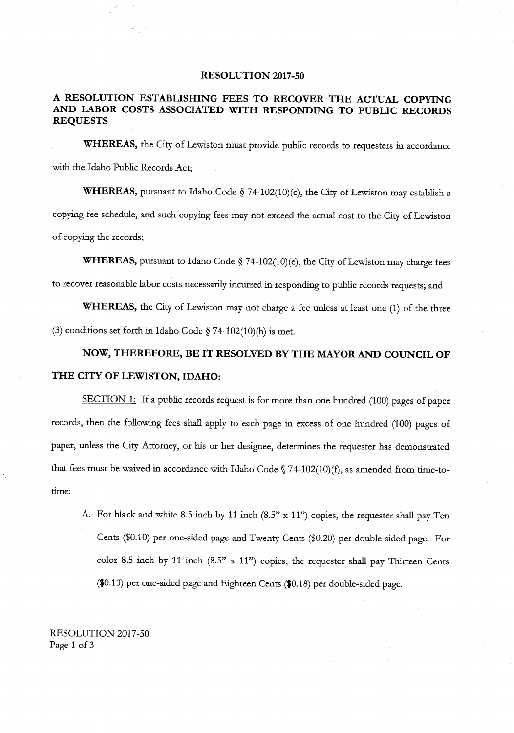# RESOLUTION 2017-50

## A RESOLUTION ESTABLISHING FEES TO RECOVER THE ACTUAL COPYING AND LABOR COSTS ASSOCIATED WITH RESPONDING TO PUBLIC RECORDS REQUESTS

**WHEREAS,** the City of Lewiston must provide public records to requesters in accordance with the Idaho Public Records Act;

**WHEREAS,** pursuant to Idaho Code § 74-102(10)(c), the City of Lewiston may establish a copying fee schedule, and such copying fees may not exceed the actual cost to the City of Lewiston of copying the records;

**WHEREAS,** pursuant to Idaho Code § 74-102(10)(e), the City of Lewiston may charge fees to recover reasonable labor costs necessarily incurred in responding to public records requests; and

**WHEREAS,** the City of Lewiston may not charge a fee unless at least one (1) of the three (3) conditions set forth in Idaho Code § 74-102(10)(b) is met.

**NOW, THEREFORE, BE IT RESOLVED BY THE MAYOR AND COUNCIL OF THE CITY OF LEWISTON, IDAHO:**

SECTION 1: If a public records request is for more than one hundred (100) pages of paper records, then the following fees shall apply to each page in excess of one hundred (100) pages of paper, unless the City Attorney, or his or her designee, determines the requester has demonstrated that fees must be waived in accordance with Idaho Code § 74-102(10)(f), as amended from time-to-time:

A. For black and white 8.5 inch by 11 inch (8.5" x 11") copies, the requester shall pay Ten Cents ($0.10) per one-sided page and Twenty Cents ($0.20) per double-sided page. For color 8.5 inch by 11 inch (8.5" x 11") copies, the requester shall pay Thirteen Cents ($0.13) per one-sided page and Eighteen Cents ($0.18) per double-sided page.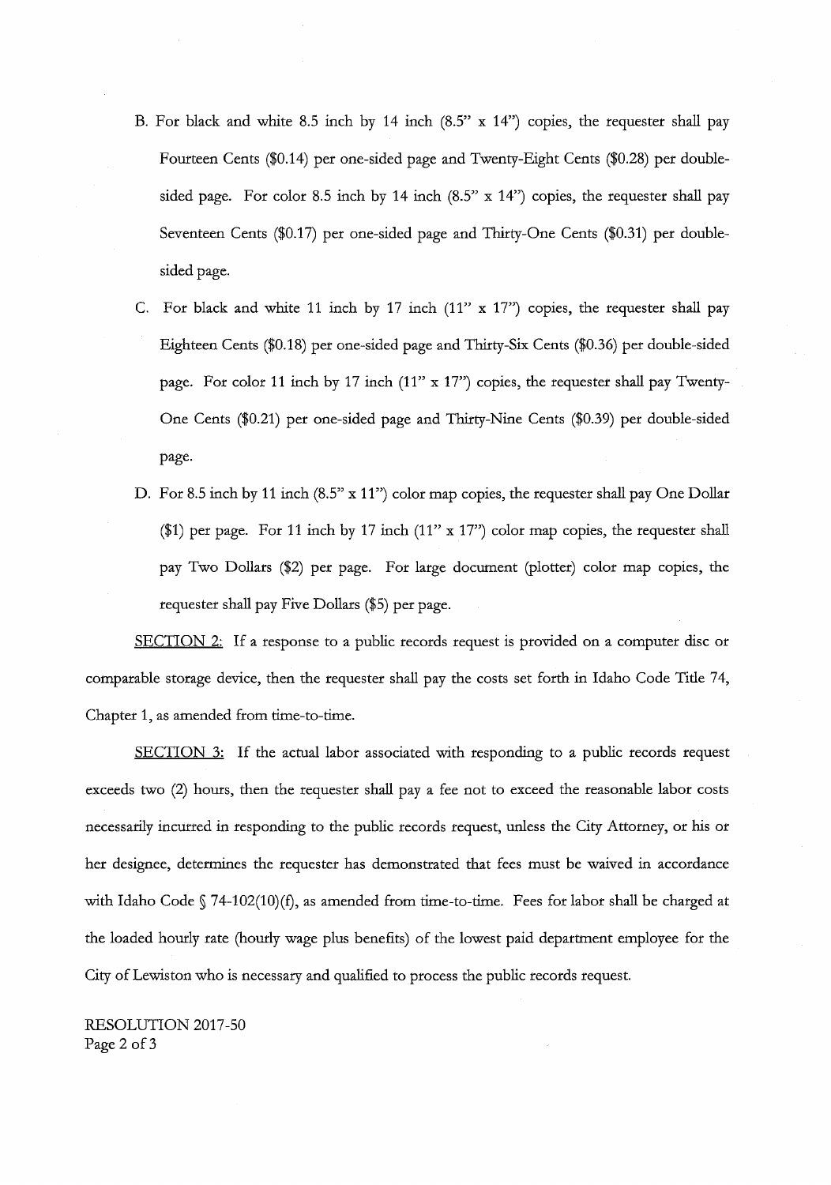B. For black and white 8.5 inch by 14 inch (8.5" x 14") copies, the requester shall pay Fourteen Cents ($0.14) per one-sided page and Twenty-Eight Cents ($0.28) per double-sided page. For color 8.5 inch by 14 inch (8.5" x 14") copies, the requester shall pay Seventeen Cents ($0.17) per one-sided page and Thirty-One Cents ($0.31) per double-sided page.

C. For black and white 11 inch by 17 inch (11" x 17") copies, the requester shall pay Eighteen Cents ($0.18) per one-sided page and Thirty-Six Cents ($0.36) per double-sided page. For color 11 inch by 17 inch (11" x 17") copies, the requester shall pay Twenty-One Cents ($0.21) per one-sided page and Thirty-Nine Cents ($0.39) per double-sided page.

D. For 8.5 inch by 11 inch (8.5" x 11") color map copies, the requester shall pay One Dollar ($1) per page. For 11 inch by 17 inch (11" x 17") color map copies, the requester shall pay Two Dollars ($2) per page. For large document (plotter) color map copies, the requester shall pay Five Dollars ($5) per page.

<u>SECTION 2:</u> If a response to a public records request is provided on a computer disc or comparable storage device, then the requester shall pay the costs set forth in Idaho Code Title 74, Chapter 1, as amended from time-to-time.

<u>SECTION 3:</u> If the actual labor associated with responding to a public records request exceeds two (2) hours, then the requester shall pay a fee not to exceed the reasonable labor costs necessarily incurred in responding to the public records request, unless the City Attorney, or his or her designee, determines the requester has demonstrated that fees must be waived in accordance with Idaho Code § 74-102(10)(f), as amended from time-to-time. Fees for labor shall be charged at the loaded hourly rate (hourly wage plus benefits) of the lowest paid department employee for the City of Lewiston who is necessary and qualified to process the public records request.

RESOLUTION 2017-50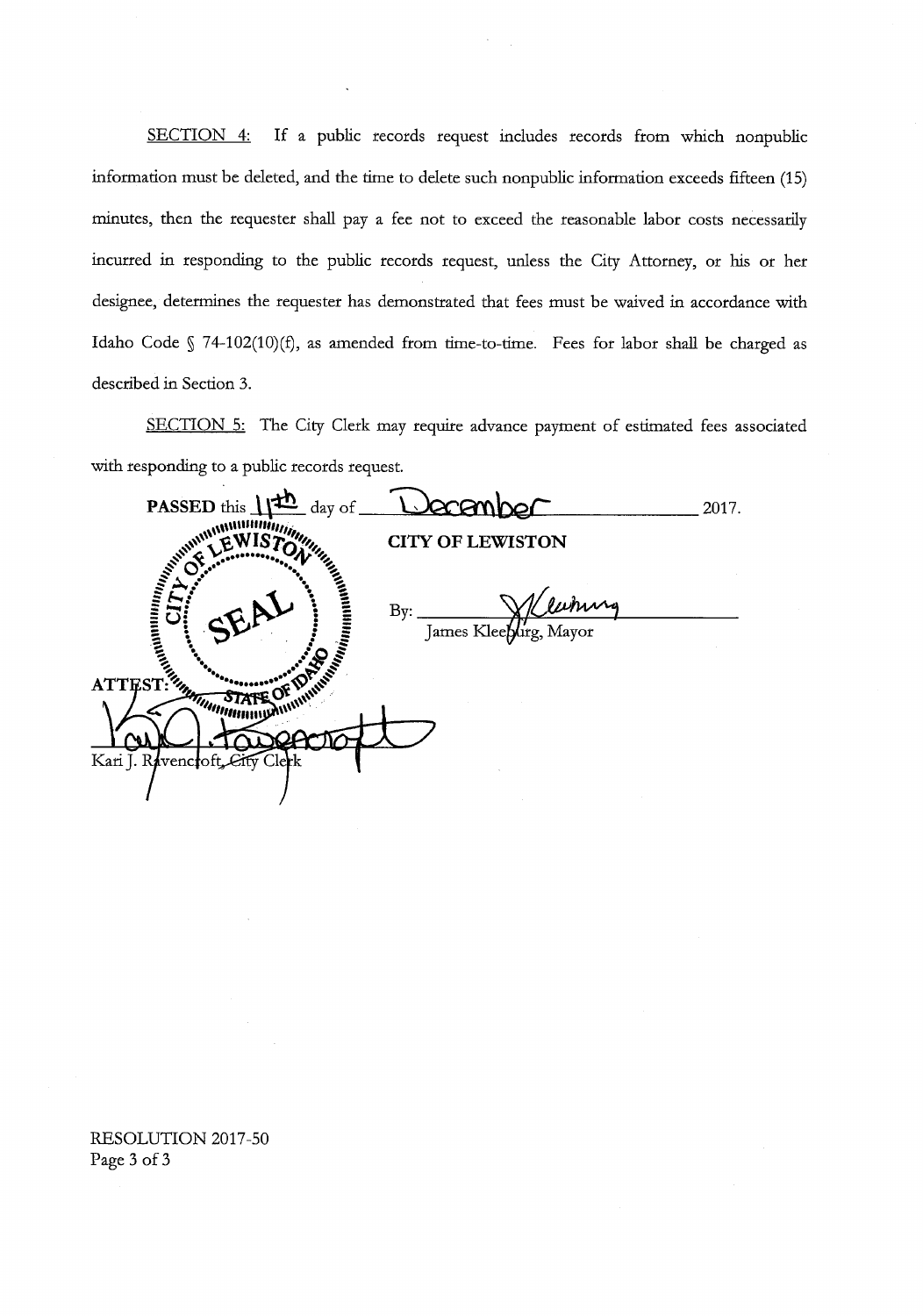SECTION 4: If a public records request includes records from which nonpublic information must be deleted, and the time to delete such nonpublic information exceeds fifteen (15) minutes, then the requester shall pay a fee not to exceed the reasonable labor costs necessarily incurred in responding to the public records request, unless the City Attorney, or his or her designee, determines the requester has demonstrated that fees must be waived in accordance with Idaho Code § 74-102(10)(f), as amended from time-to-time. Fees for labor shall be charged as described in Section 3.

SECTION 5: The City Clerk may require advance payment of estimated fees associated with responding to a public records request.

**PASSED** this 11th day of December 2017.

**CITY OF LEWISTON**

CITY OF LEWISTON SEAL STATE OF IDAHO

By: James Kleeburg, Mayor

**ATTEST:**

Kari J. Ravencroft, City Clerk

RESOLUTION 2017-50